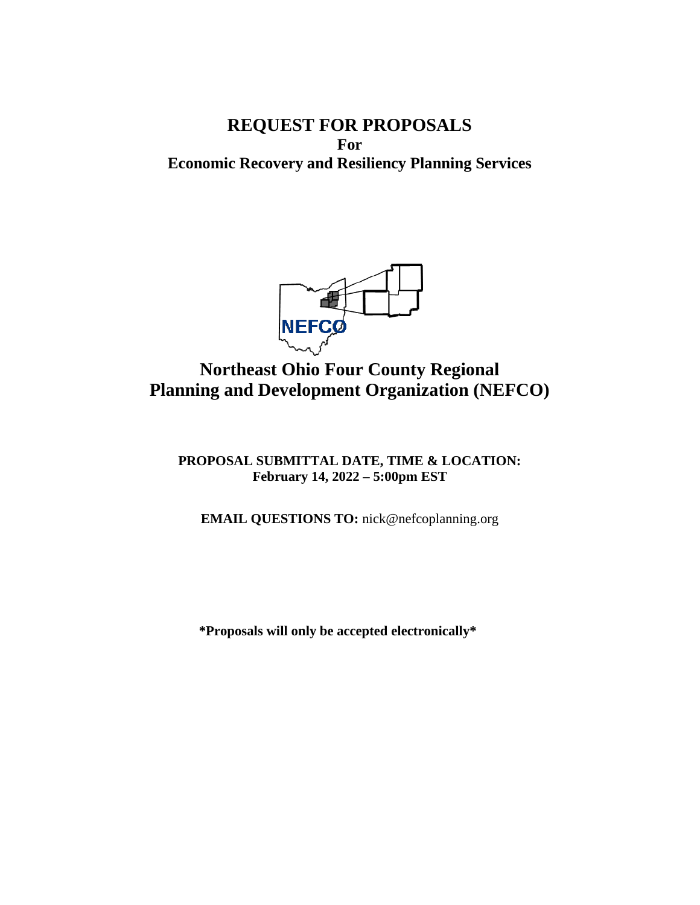# REQUEST FOR PROPOSALS

**For**

**Economic Recovery and Resiliency Planning Services**

NEFCO

## Northeast Ohio Four County Regional Planning and Development Organization (NEFCO)

**PROPOSAL SUBMITTAL DATE, TIME & LOCATION:**
**February 14, 2022 – 5:00pm EST**

**EMAIL QUESTIONS TO:** nick@nefcoplanning.org

**\*Proposals will only be accepted electronically\***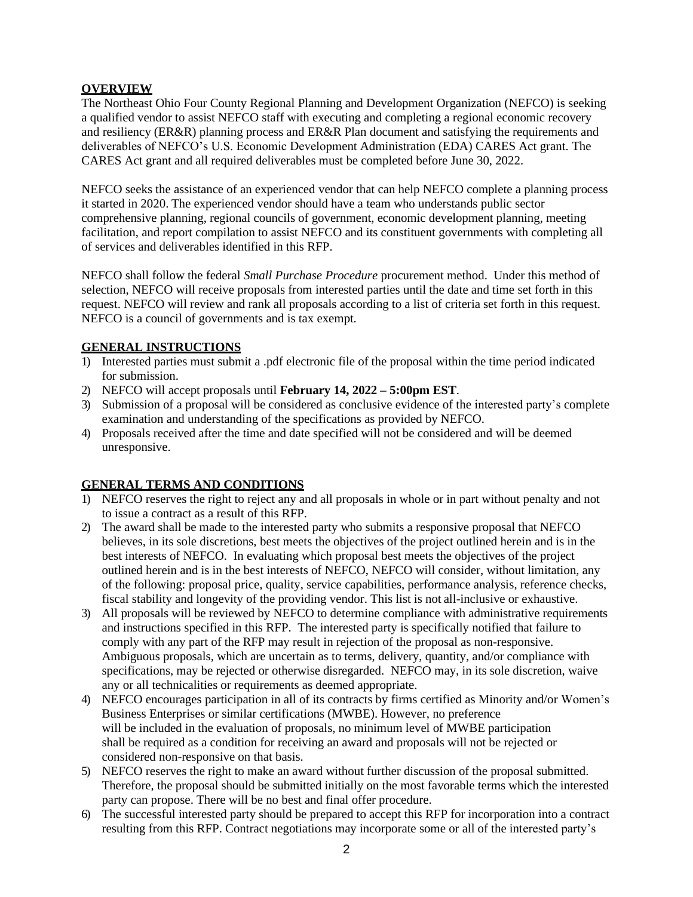## OVERVIEW

The Northeast Ohio Four County Regional Planning and Development Organization (NEFCO) is seeking a qualified vendor to assist NEFCO staff with executing and completing a regional economic recovery and resiliency (ER&R) planning process and ER&R Plan document and satisfying the requirements and deliverables of NEFCO's U.S. Economic Development Administration (EDA) CARES Act grant. The CARES Act grant and all required deliverables must be completed before June 30, 2022.

NEFCO seeks the assistance of an experienced vendor that can help NEFCO complete a planning process it started in 2020. The experienced vendor should have a team who understands public sector comprehensive planning, regional councils of government, economic development planning, meeting facilitation, and report compilation to assist NEFCO and its constituent governments with completing all of services and deliverables identified in this RFP.

NEFCO shall follow the federal *Small Purchase Procedure* procurement method. Under this method of selection, NEFCO will receive proposals from interested parties until the date and time set forth in this request. NEFCO will review and rank all proposals according to a list of criteria set forth in this request. NEFCO is a council of governments and is tax exempt.

## GENERAL INSTRUCTIONS

1) Interested parties must submit a .pdf electronic file of the proposal within the time period indicated for submission.
2) NEFCO will accept proposals until **February 14, 2022 – 5:00pm EST**.
3) Submission of a proposal will be considered as conclusive evidence of the interested party's complete examination and understanding of the specifications as provided by NEFCO.
4) Proposals received after the time and date specified will not be considered and will be deemed unresponsive.

## GENERAL TERMS AND CONDITIONS

1) NEFCO reserves the right to reject any and all proposals in whole or in part without penalty and not to issue a contract as a result of this RFP.
2) The award shall be made to the interested party who submits a responsive proposal that NEFCO believes, in its sole discretions, best meets the objectives of the project outlined herein and is in the best interests of NEFCO. In evaluating which proposal best meets the objectives of the project outlined herein and is in the best interests of NEFCO, NEFCO will consider, without limitation, any of the following: proposal price, quality, service capabilities, performance analysis, reference checks, fiscal stability and longevity of the providing vendor. This list is not all-inclusive or exhaustive.
3) All proposals will be reviewed by NEFCO to determine compliance with administrative requirements and instructions specified in this RFP. The interested party is specifically notified that failure to comply with any part of the RFP may result in rejection of the proposal as non-responsive. Ambiguous proposals, which are uncertain as to terms, delivery, quantity, and/or compliance with specifications, may be rejected or otherwise disregarded. NEFCO may, in its sole discretion, waive any or all technicalities or requirements as deemed appropriate.
4) NEFCO encourages participation in all of its contracts by firms certified as Minority and/or Women's Business Enterprises or similar certifications (MWBE). However, no preference will be included in the evaluation of proposals, no minimum level of MWBE participation shall be required as a condition for receiving an award and proposals will not be rejected or considered non-responsive on that basis.
5) NEFCO reserves the right to make an award without further discussion of the proposal submitted. Therefore, the proposal should be submitted initially on the most favorable terms which the interested party can propose. There will be no best and final offer procedure.
6) The successful interested party should be prepared to accept this RFP for incorporation into a contract resulting from this RFP. Contract negotiations may incorporate some or all of the interested party's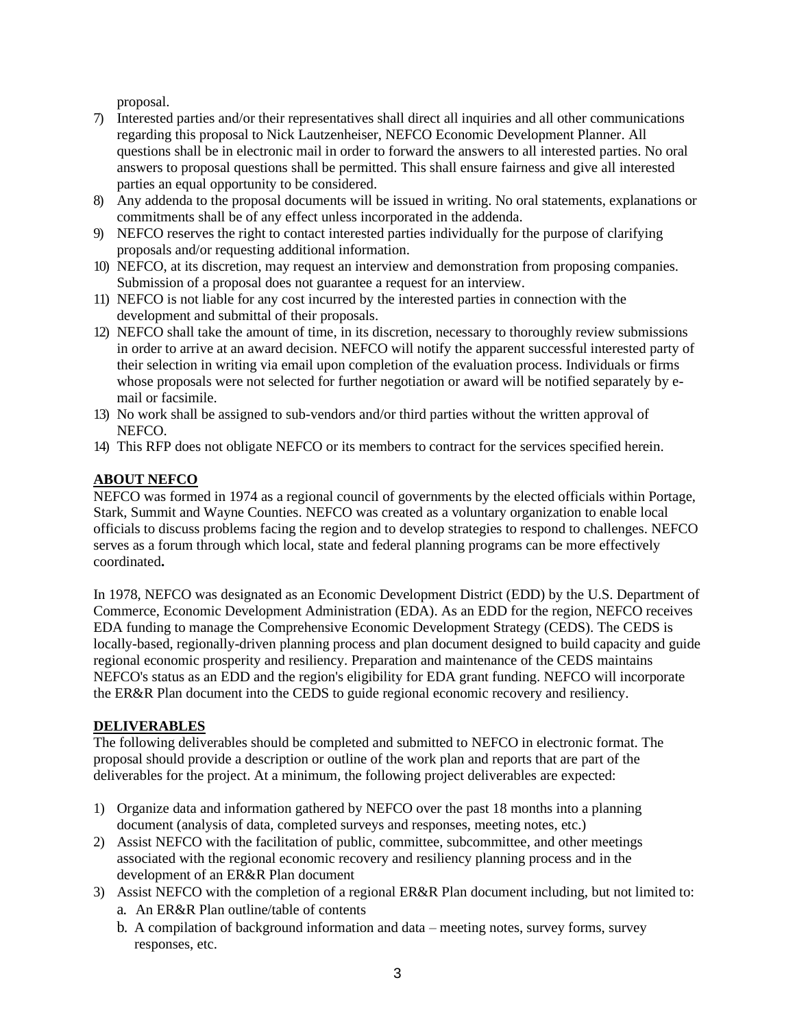proposal.

7) Interested parties and/or their representatives shall direct all inquiries and all other communications regarding this proposal to Nick Lautzenheiser, NEFCO Economic Development Planner. All questions shall be in electronic mail in order to forward the answers to all interested parties. No oral answers to proposal questions shall be permitted. This shall ensure fairness and give all interested parties an equal opportunity to be considered.
8) Any addenda to the proposal documents will be issued in writing. No oral statements, explanations or commitments shall be of any effect unless incorporated in the addenda.
9) NEFCO reserves the right to contact interested parties individually for the purpose of clarifying proposals and/or requesting additional information.
10) NEFCO, at its discretion, may request an interview and demonstration from proposing companies. Submission of a proposal does not guarantee a request for an interview.
11) NEFCO is not liable for any cost incurred by the interested parties in connection with the development and submittal of their proposals.
12) NEFCO shall take the amount of time, in its discretion, necessary to thoroughly review submissions in order to arrive at an award decision. NEFCO will notify the apparent successful interested party of their selection in writing via email upon completion of the evaluation process. Individuals or firms whose proposals were not selected for further negotiation or award will be notified separately by e-mail or facsimile.
13) No work shall be assigned to sub-vendors and/or third parties without the written approval of NEFCO.
14) This RFP does not obligate NEFCO or its members to contract for the services specified herein.

## ABOUT NEFCO

NEFCO was formed in 1974 as a regional council of governments by the elected officials within Portage, Stark, Summit and Wayne Counties. NEFCO was created as a voluntary organization to enable local officials to discuss problems facing the region and to develop strategies to respond to challenges. NEFCO serves as a forum through which local, state and federal planning programs can be more effectively coordinated**.**

In 1978, NEFCO was designated as an Economic Development District (EDD) by the U.S. Department of Commerce, Economic Development Administration (EDA). As an EDD for the region, NEFCO receives EDA funding to manage the Comprehensive Economic Development Strategy (CEDS). The CEDS is locally-based, regionally-driven planning process and plan document designed to build capacity and guide regional economic prosperity and resiliency. Preparation and maintenance of the CEDS maintains NEFCO's status as an EDD and the region's eligibility for EDA grant funding. NEFCO will incorporate the ER&R Plan document into the CEDS to guide regional economic recovery and resiliency.

## DELIVERABLES

The following deliverables should be completed and submitted to NEFCO in electronic format. The proposal should provide a description or outline of the work plan and reports that are part of the deliverables for the project. At a minimum, the following project deliverables are expected:

1) Organize data and information gathered by NEFCO over the past 18 months into a planning document (analysis of data, completed surveys and responses, meeting notes, etc.)
2) Assist NEFCO with the facilitation of public, committee, subcommittee, and other meetings associated with the regional economic recovery and resiliency planning process and in the development of an ER&R Plan document
3) Assist NEFCO with the completion of a regional ER&R Plan document including, but not limited to:
   a. An ER&R Plan outline/table of contents
   b. A compilation of background information and data – meeting notes, survey forms, survey responses, etc.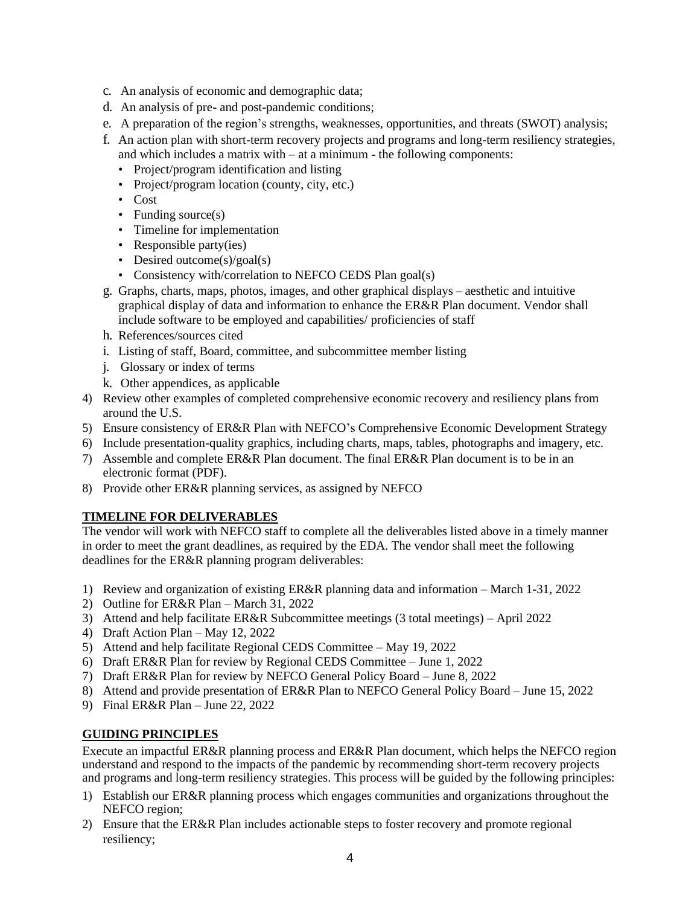c. An analysis of economic and demographic data;

d. An analysis of pre- and post-pandemic conditions;

e. A preparation of the region's strengths, weaknesses, opportunities, and threats (SWOT) analysis;

f. An action plan with short-term recovery projects and programs and long-term resiliency strategies, and which includes a matrix with – at a minimum - the following components:
   - Project/program identification and listing
   - Project/program location (county, city, etc.)
   - Cost
   - Funding source(s)
   - Timeline for implementation
   - Responsible party(ies)
   - Desired outcome(s)/goal(s)
   - Consistency with/correlation to NEFCO CEDS Plan goal(s)

g. Graphs, charts, maps, photos, images, and other graphical displays – aesthetic and intuitive graphical display of data and information to enhance the ER&R Plan document. Vendor shall include software to be employed and capabilities/ proficiencies of staff

h. References/sources cited

i. Listing of staff, Board, committee, and subcommittee member listing

j. Glossary or index of terms

k. Other appendices, as applicable

4) Review other examples of completed comprehensive economic recovery and resiliency plans from around the U.S.
5) Ensure consistency of ER&R Plan with NEFCO's Comprehensive Economic Development Strategy
6) Include presentation-quality graphics, including charts, maps, tables, photographs and imagery, etc.
7) Assemble and complete ER&R Plan document. The final ER&R Plan document is to be in an electronic format (PDF).
8) Provide other ER&R planning services, as assigned by NEFCO

## TIMELINE FOR DELIVERABLES

The vendor will work with NEFCO staff to complete all the deliverables listed above in a timely manner in order to meet the grant deadlines, as required by the EDA. The vendor shall meet the following deadlines for the ER&R planning program deliverables:

1) Review and organization of existing ER&R planning data and information – March 1-31, 2022
2) Outline for ER&R Plan – March 31, 2022
3) Attend and help facilitate ER&R Subcommittee meetings (3 total meetings) – April 2022
4) Draft Action Plan – May 12, 2022
5) Attend and help facilitate Regional CEDS Committee – May 19, 2022
6) Draft ER&R Plan for review by Regional CEDS Committee – June 1, 2022
7) Draft ER&R Plan for review by NEFCO General Policy Board – June 8, 2022
8) Attend and provide presentation of ER&R Plan to NEFCO General Policy Board – June 15, 2022
9) Final ER&R Plan – June 22, 2022

## GUIDING PRINCIPLES

Execute an impactful ER&R planning process and ER&R Plan document, which helps the NEFCO region understand and respond to the impacts of the pandemic by recommending short-term recovery projects and programs and long-term resiliency strategies. This process will be guided by the following principles:

1) Establish our ER&R planning process which engages communities and organizations throughout the NEFCO region;
2) Ensure that the ER&R Plan includes actionable steps to foster recovery and promote regional resiliency;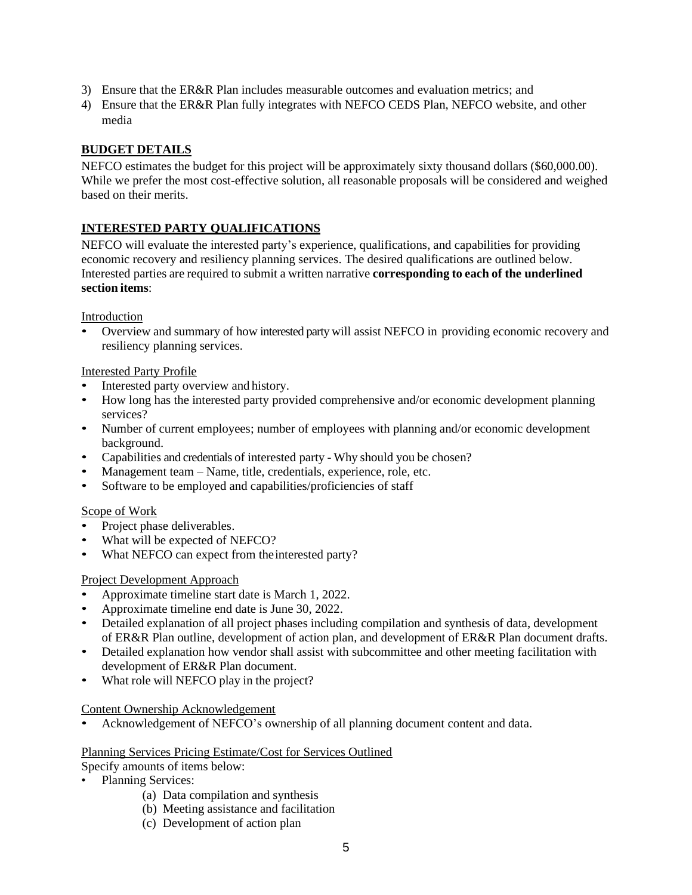3) Ensure that the ER&R Plan includes measurable outcomes and evaluation metrics; and
4) Ensure that the ER&R Plan fully integrates with NEFCO CEDS Plan, NEFCO website, and other media

## BUDGET DETAILS

NEFCO estimates the budget for this project will be approximately sixty thousand dollars ($60,000.00). While we prefer the most cost-effective solution, all reasonable proposals will be considered and weighed based on their merits.

## INTERESTED PARTY QUALIFICATIONS

NEFCO will evaluate the interested party's experience, qualifications, and capabilities for providing economic recovery and resiliency planning services. The desired qualifications are outlined below. Interested parties are required to submit a written narrative **corresponding to each of the underlined section items**:

Introduction

- Overview and summary of how interested party will assist NEFCO in providing economic recovery and resiliency planning services.

Interested Party Profile

- Interested party overview and history.
- How long has the interested party provided comprehensive and/or economic development planning services?
- Number of current employees; number of employees with planning and/or economic development background.
- Capabilities and credentials of interested party - Why should you be chosen?
- Management team – Name, title, credentials, experience, role, etc.
- Software to be employed and capabilities/proficiencies of staff

Scope of Work

- Project phase deliverables.
- What will be expected of NEFCO?
- What NEFCO can expect from the interested party?

Project Development Approach

- Approximate timeline start date is March 1, 2022.
- Approximate timeline end date is June 30, 2022.
- Detailed explanation of all project phases including compilation and synthesis of data, development of ER&R Plan outline, development of action plan, and development of ER&R Plan document drafts.
- Detailed explanation how vendor shall assist with subcommittee and other meeting facilitation with development of ER&R Plan document.
- What role will NEFCO play in the project?

Content Ownership Acknowledgement

- Acknowledgement of NEFCO's ownership of all planning document content and data.

Planning Services Pricing Estimate/Cost for Services Outlined

Specify amounts of items below:

- Planning Services:
    - (a) Data compilation and synthesis
    - (b) Meeting assistance and facilitation
    - (c) Development of action plan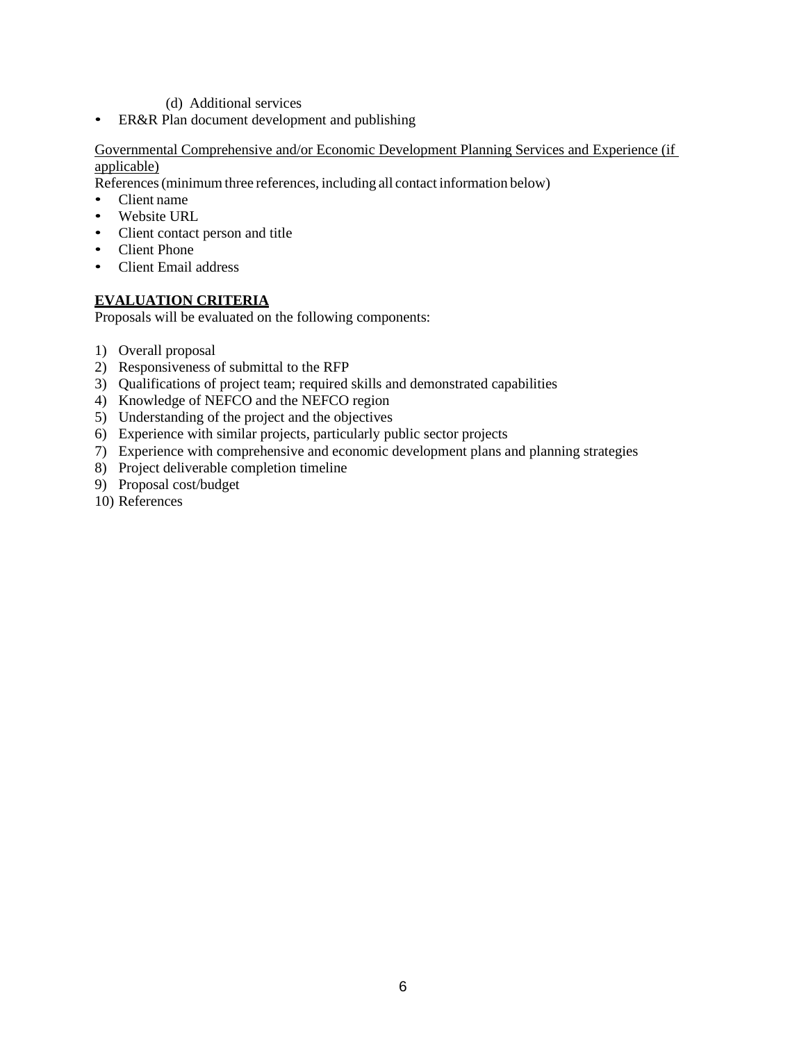(d) Additional services

- ER&R Plan document development and publishing

Governmental Comprehensive and/or Economic Development Planning Services and Experience (if applicable)

References (minimum three references, including all contact information below)

- Client name
- Website URL
- Client contact person and title
- Client Phone
- Client Email address

## EVALUATION CRITERIA

Proposals will be evaluated on the following components:

1) Overall proposal
2) Responsiveness of submittal to the RFP
3) Qualifications of project team; required skills and demonstrated capabilities
4) Knowledge of NEFCO and the NEFCO region
5) Understanding of the project and the objectives
6) Experience with similar projects, particularly public sector projects
7) Experience with comprehensive and economic development plans and planning strategies
8) Project deliverable completion timeline
9) Proposal cost/budget
10) References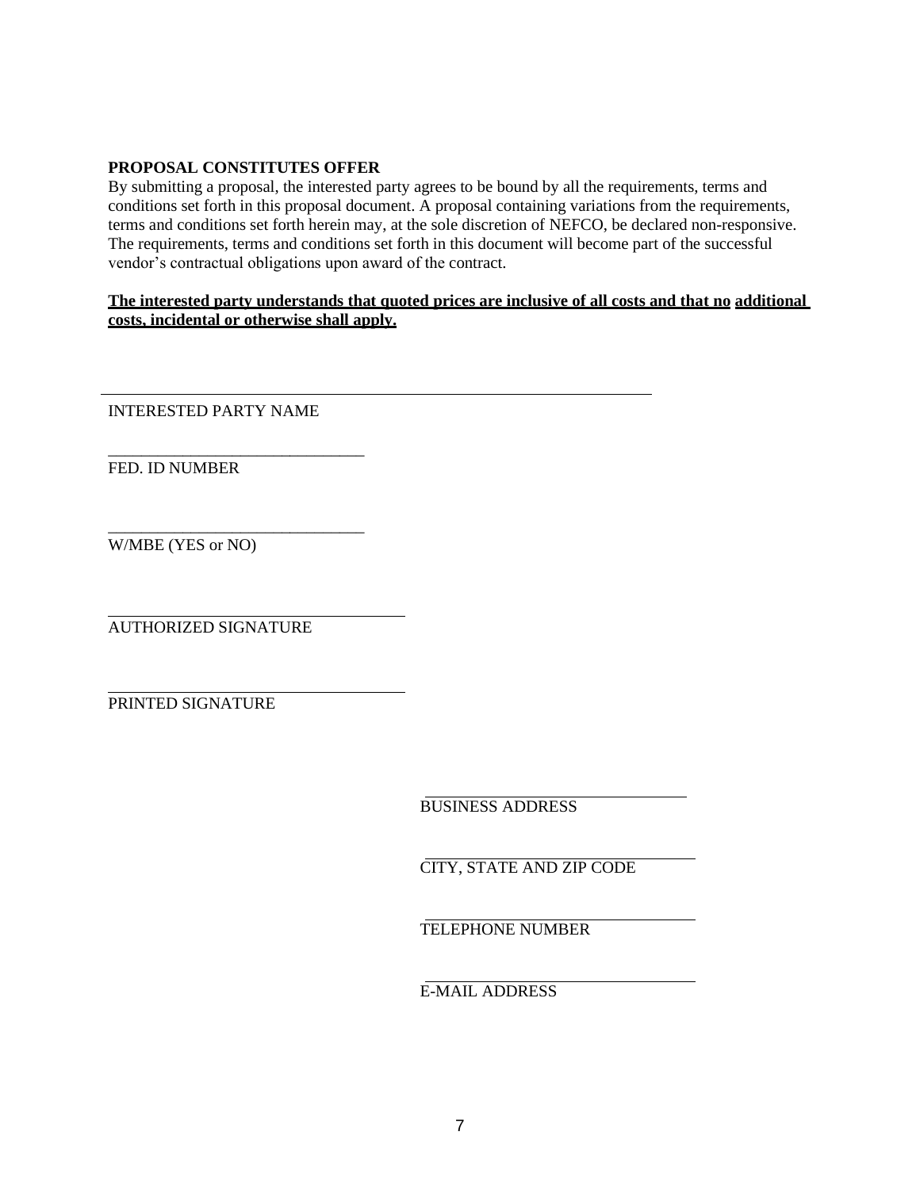**PROPOSAL CONSTITUTES OFFER**

By submitting a proposal, the interested party agrees to be bound by all the requirements, terms and conditions set forth in this proposal document. A proposal containing variations from the requirements, terms and conditions set forth herein may, at the sole discretion of NEFCO, be declared non-responsive. The requirements, terms and conditions set forth in this document will become part of the successful vendor's contractual obligations upon award of the contract.

**The interested party understands that quoted prices are inclusive of all costs and that no additional costs, incidental or otherwise shall apply.**

______________________________________________________________

INTERESTED PARTY NAME

_______________________________

FED. ID NUMBER

_______________________________

W/MBE (YES or NO)

___________________________________

AUTHORIZED SIGNATURE

___________________________________

PRINTED SIGNATURE

_______________________________

BUSINESS ADDRESS

_______________________________

CITY, STATE AND ZIP CODE

_______________________________

TELEPHONE NUMBER

_______________________________

E-MAIL ADDRESS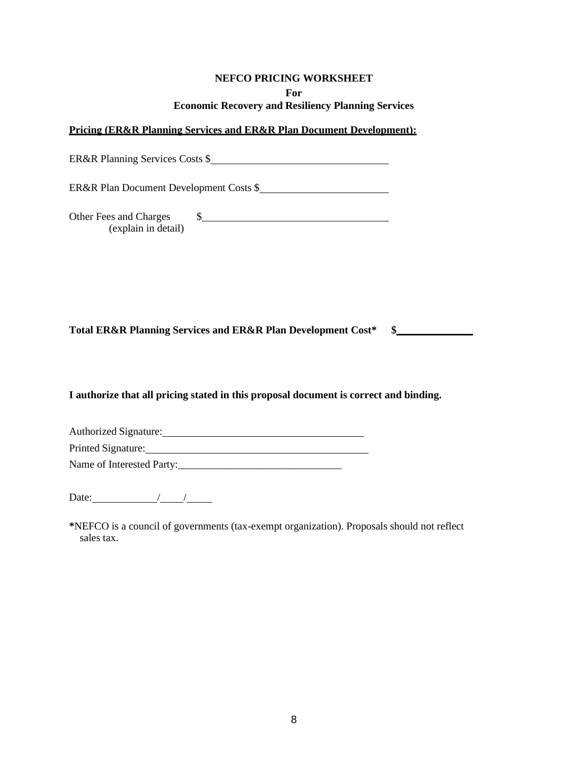**NEFCO PRICING WORKSHEET**

**For**

**Economic Recovery and Resiliency Planning Services**

**Pricing (ER&R Planning Services and ER&R Plan Document Development):**

ER&R Planning Services Costs $\_\_\_\_\_\_\_\_\_\_\_\_\_\_\_\_\_\_\_\_\_\_\_\_\_\_\_\_\_\_

ER&R Plan Document Development Costs $\_\_\_\_\_\_\_\_\_\_\_\_\_\_\_\_\_\_\_\_\_\_

Other Fees and Charges $\_\_\_\_\_\_\_\_\_\_\_\_\_\_\_\_\_\_\_\_\_\_\_\_\_\_\_\_\_\_\_\_
(explain in detail)

**Total ER&R Planning Services and ER&R Plan Development Cost\* $\_\_\_\_\_\_\_\_\_\_\_\_\_\_**

**I authorize that all pricing stated in this proposal document is correct and binding.**

Authorized Signature:\_\_\_\_\_\_\_\_\_\_\_\_\_\_\_\_\_\_\_\_\_\_\_\_\_\_\_\_\_\_\_\_\_\_\_\_

Printed Signature:\_\_\_\_\_\_\_\_\_\_\_\_\_\_\_\_\_\_\_\_\_\_\_\_\_\_\_\_\_\_\_\_\_\_\_\_\_\_\_\_\_

Name of Interested Party:\_\_\_\_\_\_\_\_\_\_\_\_\_\_\_\_\_\_\_\_\_\_\_\_\_\_\_\_\_\_\_

Date:\_\_\_\_\_\_\_\_\_\_\_\_/\_\_\_\_/\_\_\_\_\_

**\***NEFCO is a council of governments (tax-exempt organization). Proposals should not reflect sales tax.